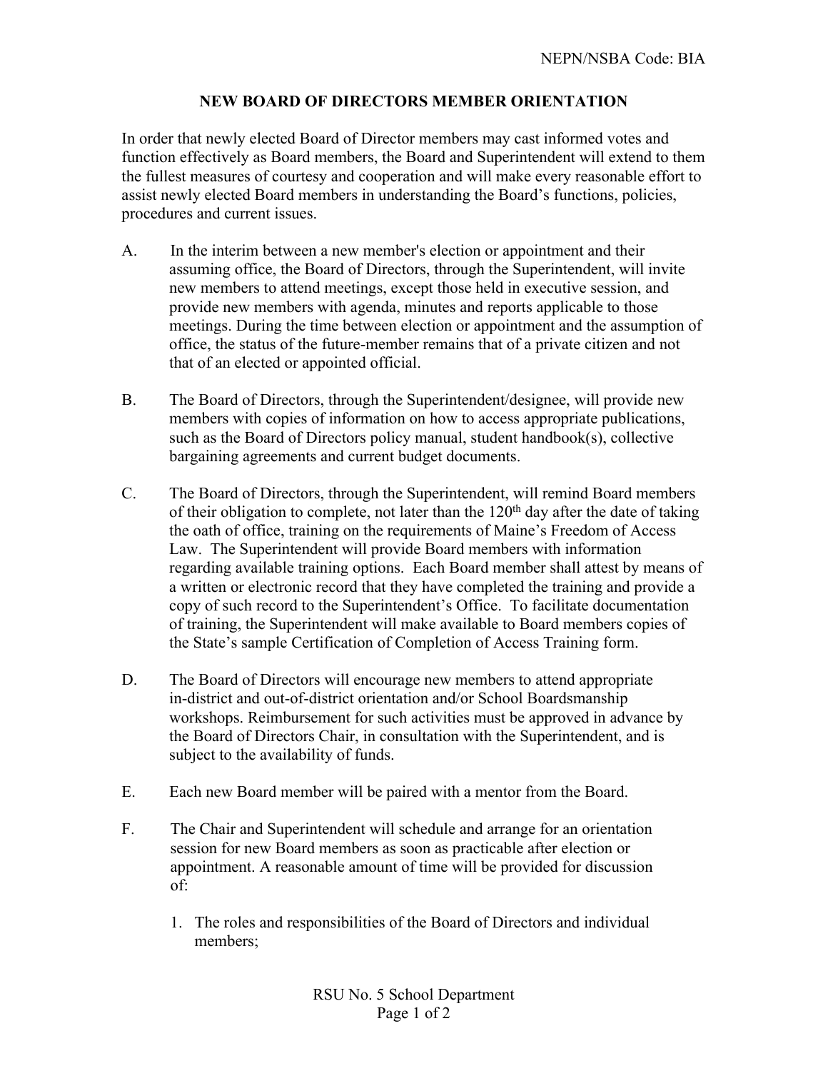NEPN/NSBA Code: BIA

# NEW BOARD OF DIRECTORS MEMBER ORIENTATION

In order that newly elected Board of Director members may cast informed votes and function effectively as Board members, the Board and Superintendent will extend to them the fullest measures of courtesy and cooperation and will make every reasonable effort to assist newly elected Board members in understanding the Board's functions, policies, procedures and current issues.

A. In the interim between a new member's election or appointment and their assuming office, the Board of Directors, through the Superintendent, will invite new members to attend meetings, except those held in executive session, and provide new members with agenda, minutes and reports applicable to those meetings. During the time between election or appointment and the assumption of office, the status of the future-member remains that of a private citizen and not that of an elected or appointed official.

B. The Board of Directors, through the Superintendent/designee, will provide new members with copies of information on how to access appropriate publications, such as the Board of Directors policy manual, student handbook(s), collective bargaining agreements and current budget documents.

C. The Board of Directors, through the Superintendent, will remind Board members of their obligation to complete, not later than the 120th day after the date of taking the oath of office, training on the requirements of Maine's Freedom of Access Law. The Superintendent will provide Board members with information regarding available training options. Each Board member shall attest by means of a written or electronic record that they have completed the training and provide a copy of such record to the Superintendent's Office. To facilitate documentation of training, the Superintendent will make available to Board members copies of the State's sample Certification of Completion of Access Training form.

D. The Board of Directors will encourage new members to attend appropriate in-district and out-of-district orientation and/or School Boardsmanship workshops. Reimbursement for such activities must be approved in advance by the Board of Directors Chair, in consultation with the Superintendent, and is subject to the availability of funds.

E. Each new Board member will be paired with a mentor from the Board.

F. The Chair and Superintendent will schedule and arrange for an orientation session for new Board members as soon as practicable after election or appointment. A reasonable amount of time will be provided for discussion of:

   1. The roles and responsibilities of the Board of Directors and individual members;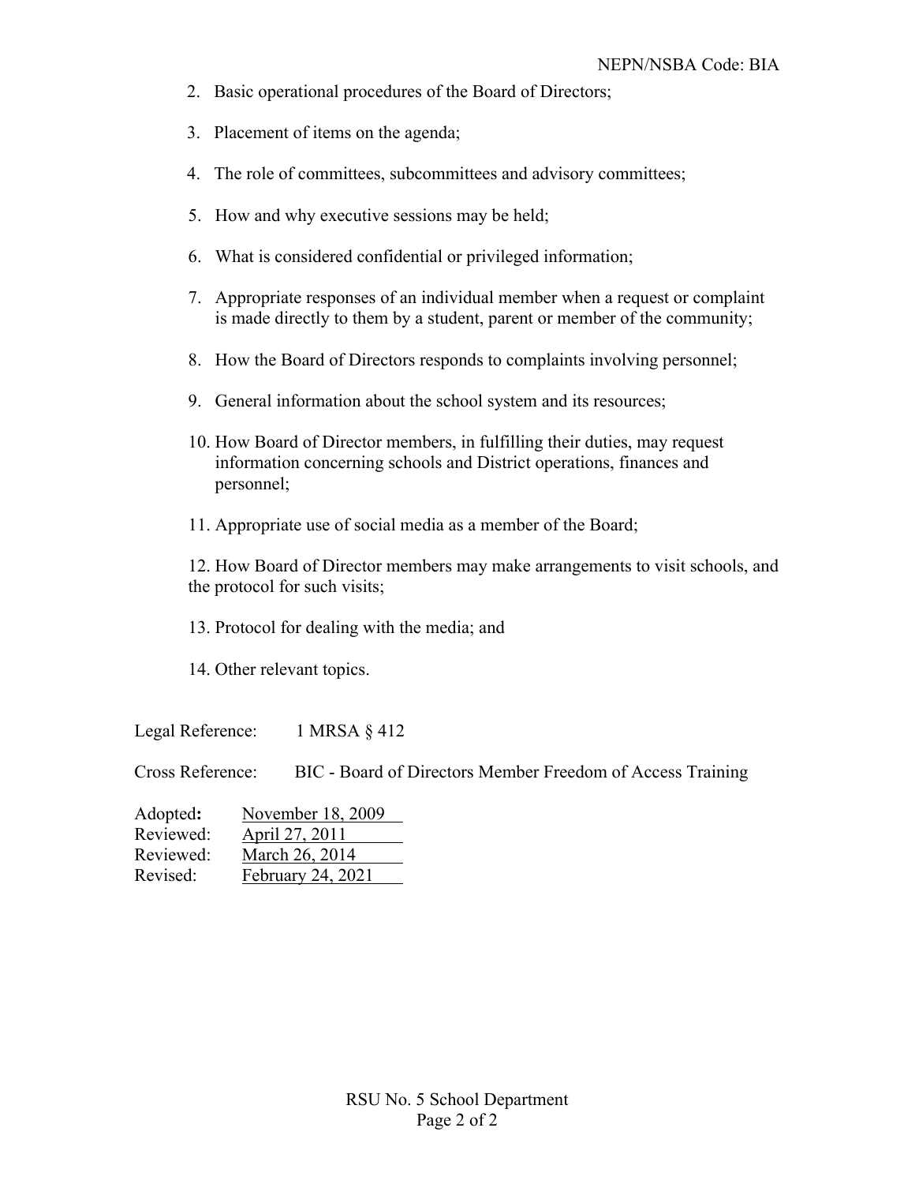2. Basic operational procedures of the Board of Directors;

3. Placement of items on the agenda;

4. The role of committees, subcommittees and advisory committees;

5. How and why executive sessions may be held;

6. What is considered confidential or privileged information;

7. Appropriate responses of an individual member when a request or complaint is made directly to them by a student, parent or member of the community;

8. How the Board of Directors responds to complaints involving personnel;

9. General information about the school system and its resources;

10. How Board of Director members, in fulfilling their duties, may request information concerning schools and District operations, finances and personnel;

11. Appropriate use of social media as a member of the Board;

12. How Board of Director members may make arrangements to visit schools, and the protocol for such visits;

13. Protocol for dealing with the media; and

14. Other relevant topics.

Legal Reference: 1 MRSA § 412

Cross Reference: BIC - Board of Directors Member Freedom of Access Training

Adopted**:** November 18, 2009
Reviewed: April 27, 2011
Reviewed: March 26, 2014
Revised: February 24, 2021